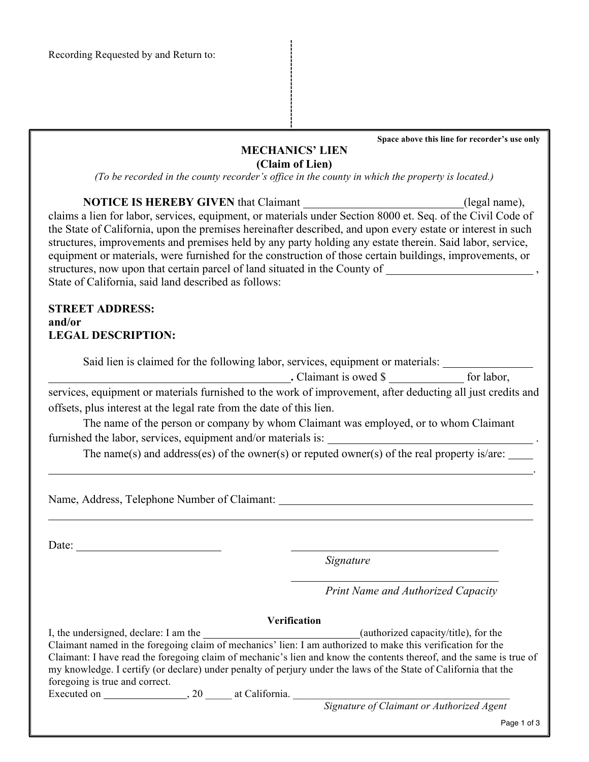Recording Requested by and Return to:

Space above this line for recorder's use only

# MECHANICS' LIEN
## (Claim of Lien)

*(To be recorded in the county recorder's office in the county in which the property is located.)*

**NOTICE IS HEREBY GIVEN** that Claimant ____________________________(legal name), claims a lien for labor, services, equipment, or materials under Section 8000 et. Seq. of the Civil Code of the State of California, upon the premises hereinafter described, and upon every estate or interest in such structures, improvements and premises held by any party holding any estate therein. Said labor, service, equipment or materials, were furnished for the construction of those certain buildings, improvements, or structures, now upon that certain parcel of land situated in the County of ___________________________ , State of California, said land described as follows:

**STREET ADDRESS:**
**and/or**
**LEGAL DESCRIPTION:**

Said lien is claimed for the following labor, services, equipment or materials: _______________ ____________________________________________**.** Claimant is owed $ _____________ for labor, services, equipment or materials furnished to the work of improvement, after deducting all just credits and offsets, plus interest at the legal rate from the date of this lien.

The name of the person or company by whom Claimant was employed, or to whom Claimant furnished the labor, services, equipment and/or materials is: _____________________________________ .

The name(s) and address(es) of the owner(s) or reputed owner(s) of the real property is/are: _____ __________________________________________________________________________________.

Name, Address, Telephone Number of Claimant: ________________________________________________ __________________________________________________________________________________

Date: ___________________________ 　　　　　________________________________________
*Signature*

________________________________________
*Print Name and Authorized Capacity*

**Verification**

I, the undersigned, declare: I am the _____________________________(authorized capacity/title), for the Claimant named in the foregoing claim of mechanics' lien: I am authorized to make this verification for the Claimant: I have read the foregoing claim of mechanic's lien and know the contents thereof, and the same is true of my knowledge. I certify (or declare) under penalty of perjury under the laws of the State of California that the foregoing is true and correct.

Executed on ________________, 20 _____ at California. __________________________________________
*Signature of Claimant or Authorized Agent*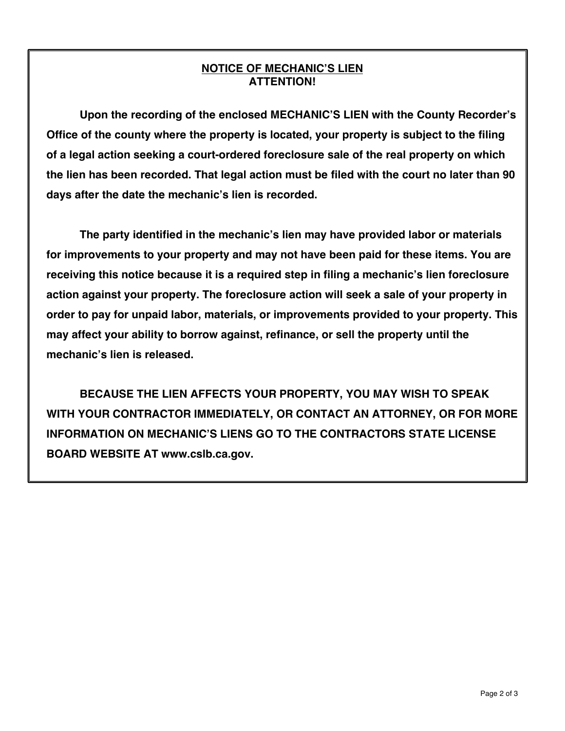## NOTICE OF MECHANIC'S LIEN
## ATTENTION!

**Upon the recording of the enclosed MECHANIC'S LIEN with the County Recorder's Office of the county where the property is located, your property is subject to the filing of a legal action seeking a court-ordered foreclosure sale of the real property on which the lien has been recorded. That legal action must be filed with the court no later than 90 days after the date the mechanic's lien is recorded.**

**The party identified in the mechanic's lien may have provided labor or materials for improvements to your property and may not have been paid for these items. You are receiving this notice because it is a required step in filing a mechanic's lien foreclosure action against your property. The foreclosure action will seek a sale of your property in order to pay for unpaid labor, materials, or improvements provided to your property. This may affect your ability to borrow against, refinance, or sell the property until the mechanic's lien is released.**

**BECAUSE THE LIEN AFFECTS YOUR PROPERTY, YOU MAY WISH TO SPEAK WITH YOUR CONTRACTOR IMMEDIATELY, OR CONTACT AN ATTORNEY, OR FOR MORE INFORMATION ON MECHANIC'S LIENS GO TO THE CONTRACTORS STATE LICENSE BOARD WEBSITE AT www.cslb.ca.gov.**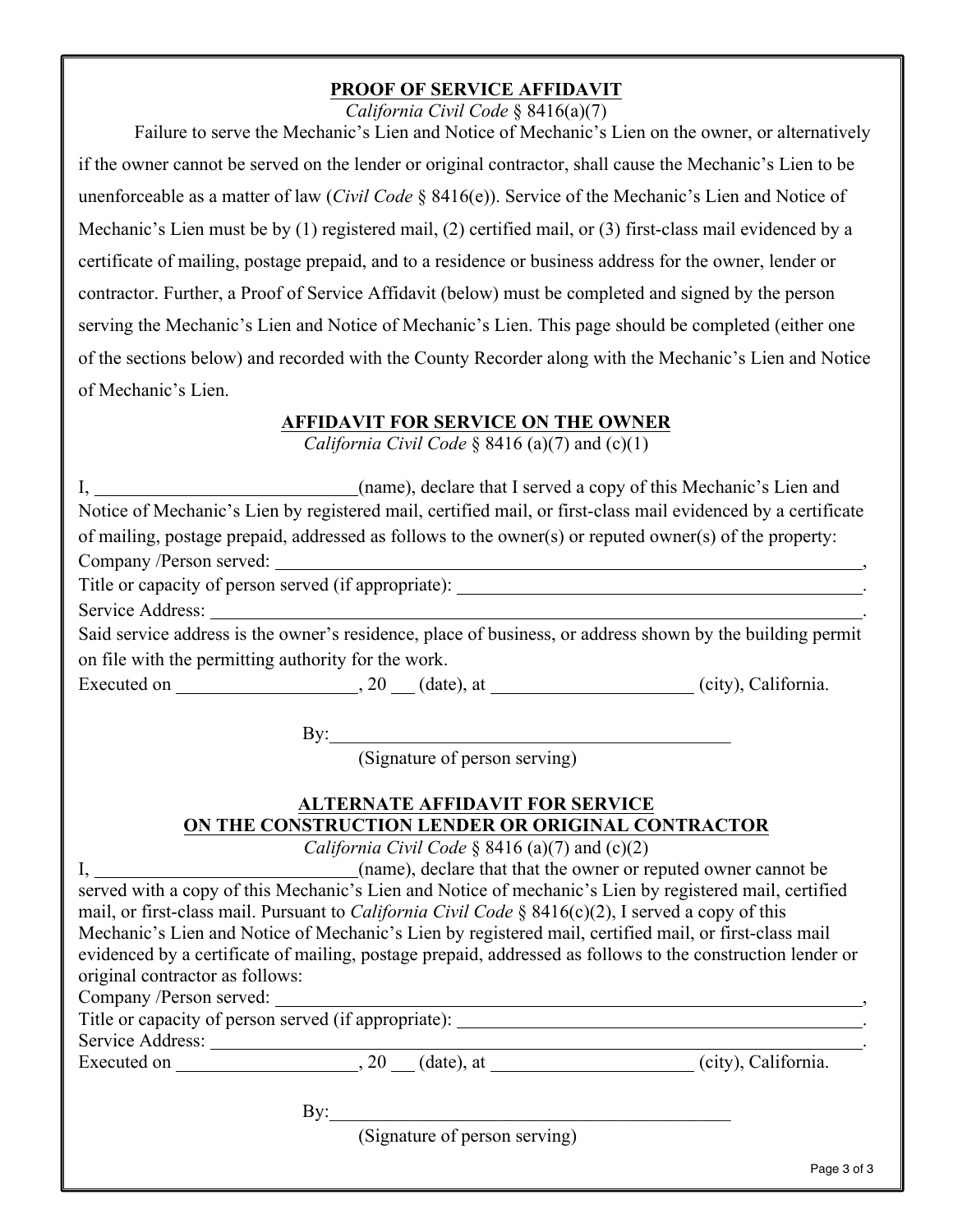## PROOF OF SERVICE AFFIDAVIT

*California Civil Code* § 8416(a)(7)

Failure to serve the Mechanic's Lien and Notice of Mechanic's Lien on the owner, or alternatively if the owner cannot be served on the lender or original contractor, shall cause the Mechanic's Lien to be unenforceable as a matter of law (*Civil Code* § 8416(e)). Service of the Mechanic's Lien and Notice of Mechanic's Lien must be by (1) registered mail, (2) certified mail, or (3) first-class mail evidenced by a certificate of mailing, postage prepaid, and to a residence or business address for the owner, lender or contractor. Further, a Proof of Service Affidavit (below) must be completed and signed by the person serving the Mechanic's Lien and Notice of Mechanic's Lien. This page should be completed (either one of the sections below) and recorded with the County Recorder along with the Mechanic's Lien and Notice of Mechanic's Lien.

### AFFIDAVIT FOR SERVICE ON THE OWNER

*California Civil Code* § 8416 (a)(7) and (c)(1)

I, ____________________________(name), declare that I served a copy of this Mechanic's Lien and Notice of Mechanic's Lien by registered mail, certified mail, or first-class mail evidenced by a certificate of mailing, postage prepaid, addressed as follows to the owner(s) or reputed owner(s) of the property:

Company /Person served: ______________________________________________________________,

Title or capacity of person served (if appropriate): ____________________________________________.

Service Address: ____________________________________________________________________.

Said service address is the owner's residence, place of business, or address shown by the building permit on file with the permitting authority for the work.

Executed on ___________________, 20 ___ (date), at _____________________ (city), California.

By:____________________________________________

(Signature of person serving)

### ALTERNATE AFFIDAVIT FOR SERVICE ON THE CONSTRUCTION LENDER OR ORIGINAL CONTRACTOR

*California Civil Code* § 8416 (a)(7) and (c)(2)

I, ____________________________(name), declare that that the owner or reputed owner cannot be served with a copy of this Mechanic's Lien and Notice of mechanic's Lien by registered mail, certified mail, or first-class mail. Pursuant to *California Civil Code* § 8416(c)(2), I served a copy of this Mechanic's Lien and Notice of Mechanic's Lien by registered mail, certified mail, or first-class mail evidenced by a certificate of mailing, postage prepaid, addressed as follows to the construction lender or original contractor as follows:

Company /Person served: ______________________________________________________________,

Title or capacity of person served (if appropriate): ____________________________________________.

Service Address: ____________________________________________________________________.

Executed on ___________________, 20 ___ (date), at _____________________ (city), California.

By:____________________________________________

(Signature of person serving)